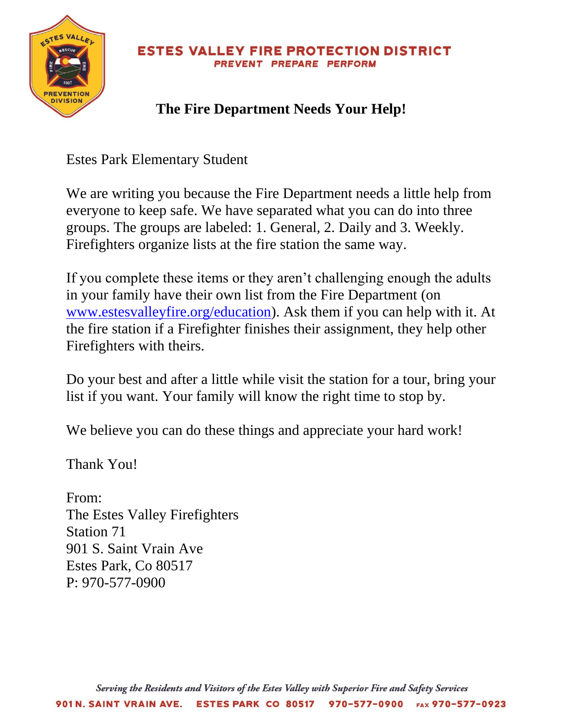**ESTES VALLEY FIRE PROTECTION DISTRICT**
*PREVENT PREPARE PERFORM*

# The Fire Department Needs Your Help!

Estes Park Elementary Student

We are writing you because the Fire Department needs a little help from everyone to keep safe. We have separated what you can do into three groups. The groups are labeled: 1. General, 2. Daily and 3. Weekly. Firefighters organize lists at the fire station the same way.

If you complete these items or they aren't challenging enough the adults in your family have their own list from the Fire Department (on [www.estesvalleyfire.org/education](http://www.estesvalleyfire.org/education)). Ask them if you can help with it. At the fire station if a Firefighter finishes their assignment, they help other Firefighters with theirs.

Do your best and after a little while visit the station for a tour, bring your list if you want. Your family will know the right time to stop by.

We believe you can do these things and appreciate your hard work!

Thank You!

From:
The Estes Valley Firefighters
Station 71
901 S. Saint Vrain Ave
Estes Park, Co 80517
P: 970-577-0900

*Serving the Residents and Visitors of the Estes Valley with Superior Fire and Safety Services*

901 N. SAINT VRAIN AVE. ESTES PARK CO 80517 970-577-0900 FAX 970-577-0923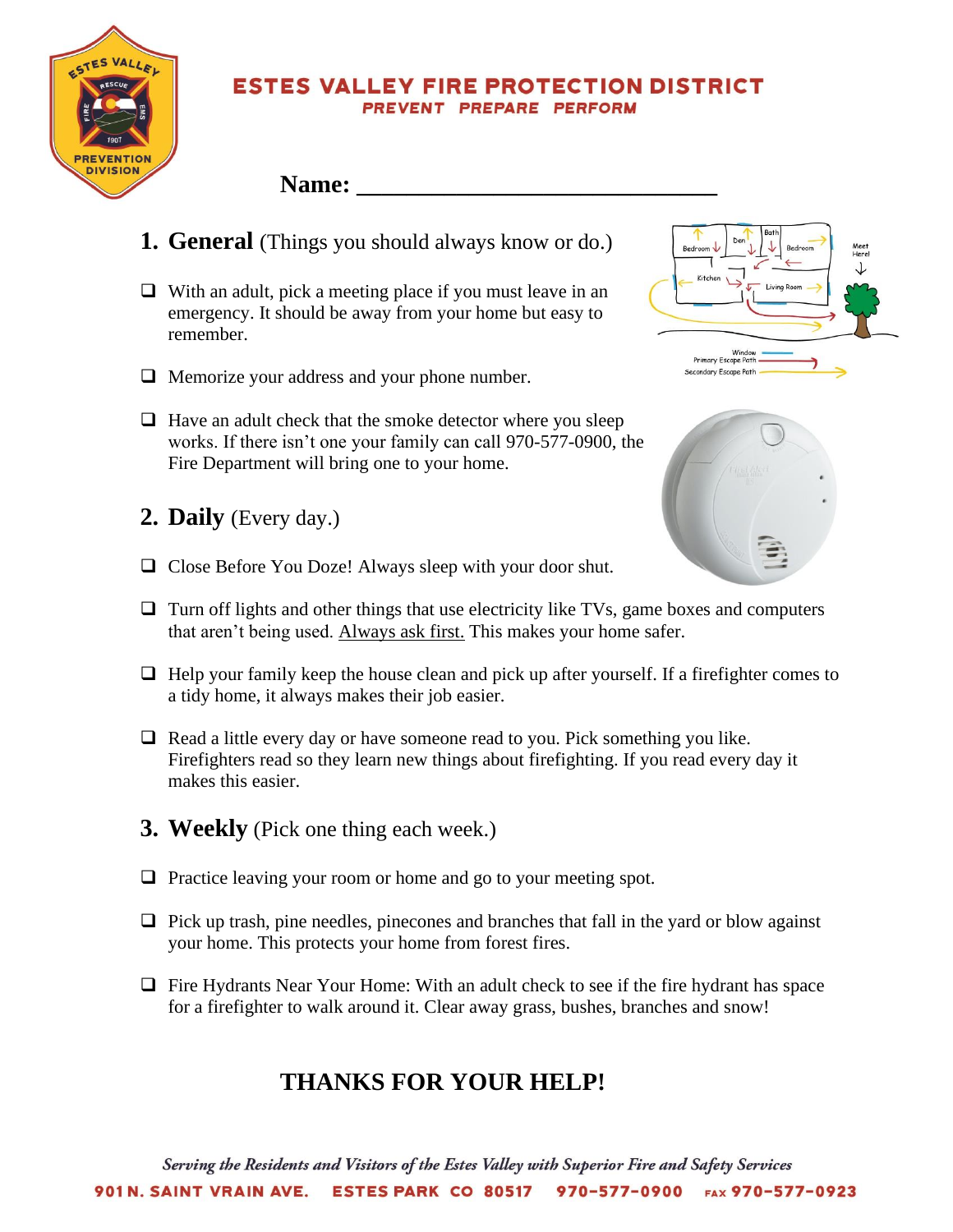# ESTES VALLEY FIRE PROTECTION DISTRICT

**PREVENT PREPARE PERFORM**

**Name: ______________________________**

## 1. General (Things you should always know or do.)

- [ ] With an adult, pick a meeting place if you must leave in an emergency. It should be away from your home but easy to remember.
- [ ] Memorize your address and your phone number.
- [ ] Have an adult check that the smoke detector where you sleep works. If there isn't one your family can call 970-577-0900, the Fire Department will bring one to your home.

Bedroom, Den, Bath, Bedroom, Kitchen, Living Room, Meet Here!

Window
Primary Escape Path
Secondary Escape Path

## 2. Daily (Every day.)

- [ ] Close Before You Doze! Always sleep with your door shut.
- [ ] Turn off lights and other things that use electricity like TVs, game boxes and computers that aren't being used. <u>Always ask first.</u> This makes your home safer.
- [ ] Help your family keep the house clean and pick up after yourself. If a firefighter comes to a tidy home, it always makes their job easier.
- [ ] Read a little every day or have someone read to you. Pick something you like. Firefighters read so they learn new things about firefighting. If you read every day it makes this easier.

## 3. Weekly (Pick one thing each week.)

- [ ] Practice leaving your room or home and go to your meeting spot.
- [ ] Pick up trash, pine needles, pinecones and branches that fall in the yard or blow against your home. This protects your home from forest fires.
- [ ] Fire Hydrants Near Your Home: With an adult check to see if the fire hydrant has space for a firefighter to walk around it. Clear away grass, bushes, branches and snow!

## THANKS FOR YOUR HELP!

*Serving the Residents and Visitors of the Estes Valley with Superior Fire and Safety Services*

901 N. SAINT VRAIN AVE. ESTES PARK CO 80517 970-577-0900 FAX 970-577-0923